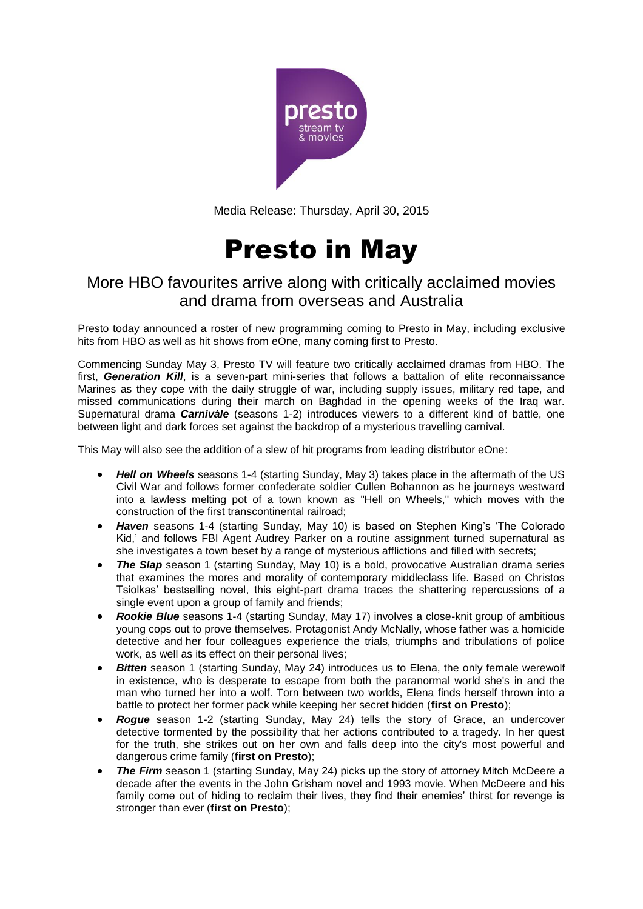Media Release: Thursday, April 30, 2015

# Presto in May

## More HBO favourites arrive along with critically acclaimed movies and drama from overseas and Australia

Presto today announced a roster of new programming coming to Presto in May, including exclusive hits from HBO as well as hit shows from eOne, many coming first to Presto.

Commencing Sunday May 3, Presto TV will feature two critically acclaimed dramas from HBO. The first, ***Generation Kill***, is a seven-part mini-series that follows a battalion of elite reconnaissance Marines as they cope with the daily struggle of war, including supply issues, military red tape, and missed communications during their march on Baghdad in the opening weeks of the Iraq war. Supernatural drama ***Carnivàle*** (seasons 1-2) introduces viewers to a different kind of battle, one between light and dark forces set against the backdrop of a mysterious travelling carnival.

This May will also see the addition of a slew of hit programs from leading distributor eOne:

- ***Hell on Wheels*** seasons 1-4 (starting Sunday, May 3) takes place in the aftermath of the US Civil War and follows former confederate soldier Cullen Bohannon as he journeys westward into a lawless melting pot of a town known as "Hell on Wheels," which moves with the construction of the first transcontinental railroad;
- ***Haven*** seasons 1-4 (starting Sunday, May 10) is based on Stephen King's 'The Colorado Kid,' and follows FBI Agent Audrey Parker on a routine assignment turned supernatural as she investigates a town beset by a range of mysterious afflictions and filled with secrets;
- ***The Slap*** season 1 (starting Sunday, May 10) is a bold, provocative Australian drama series that examines the mores and morality of contemporary middleclass life. Based on Christos Tsiolkas' bestselling novel, this eight-part drama traces the shattering repercussions of a single event upon a group of family and friends;
- ***Rookie Blue*** seasons 1-4 (starting Sunday, May 17) involves a close-knit group of ambitious young cops out to prove themselves. Protagonist Andy McNally, whose father was a homicide detective and her four colleagues experience the trials, triumphs and tribulations of police work, as well as its effect on their personal lives;
- ***Bitten*** season 1 (starting Sunday, May 24) introduces us to Elena, the only female werewolf in existence, who is desperate to escape from both the paranormal world she's in and the man who turned her into a wolf. Torn between two worlds, Elena finds herself thrown into a battle to protect her former pack while keeping her secret hidden (**first on Presto**);
- ***Rogue*** season 1-2 (starting Sunday, May 24) tells the story of Grace, an undercover detective tormented by the possibility that her actions contributed to a tragedy. In her quest for the truth, she strikes out on her own and falls deep into the city's most powerful and dangerous crime family (**first on Presto**);
- ***The Firm*** season 1 (starting Sunday, May 24) picks up the story of attorney Mitch McDeere a decade after the events in the John Grisham novel and 1993 movie. When McDeere and his family come out of hiding to reclaim their lives, they find their enemies' thirst for revenge is stronger than ever (**first on Presto**);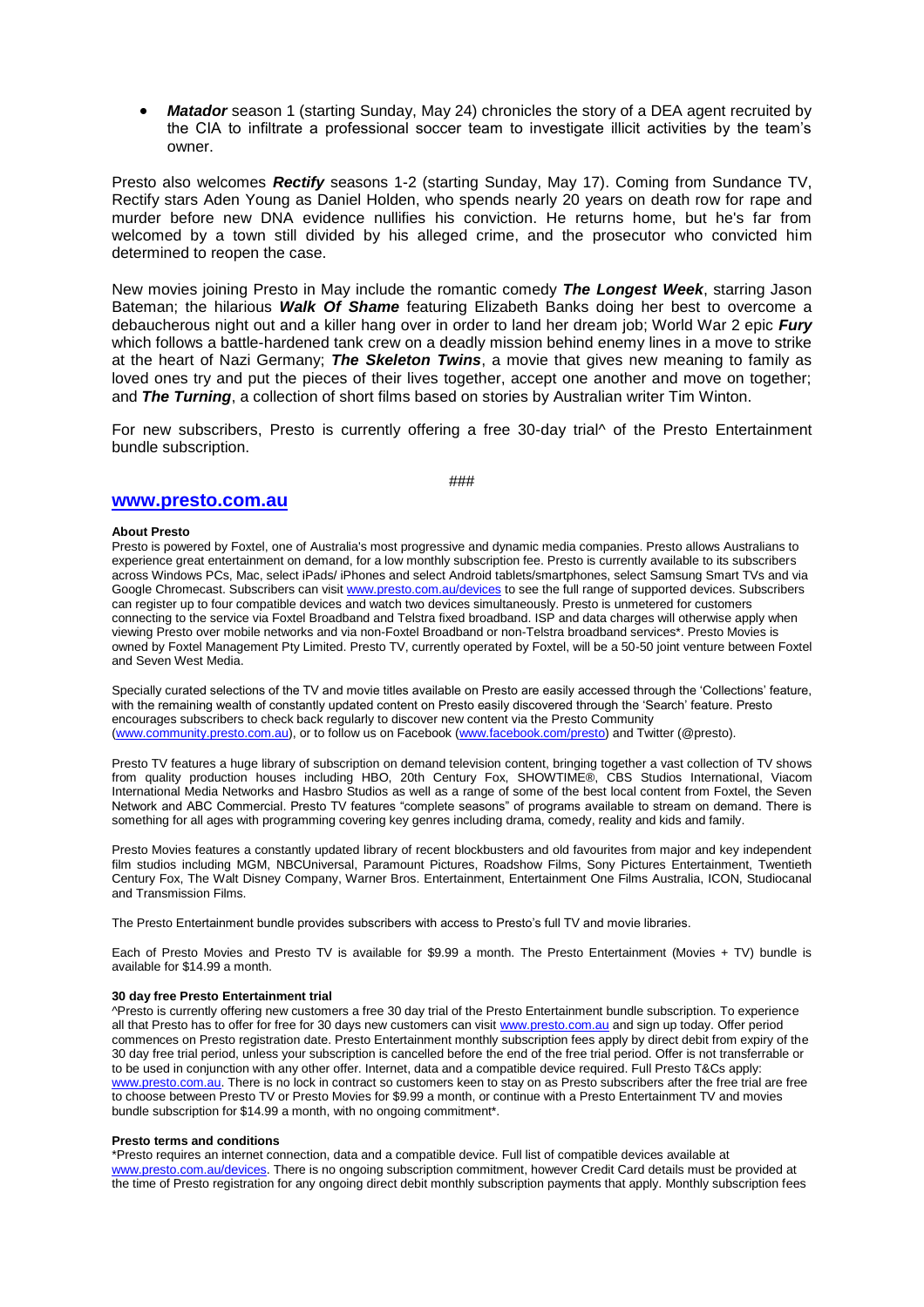- ***Matador*** season 1 (starting Sunday, May 24) chronicles the story of a DEA agent recruited by the CIA to infiltrate a professional soccer team to investigate illicit activities by the team's owner.

Presto also welcomes ***Rectify*** seasons 1-2 (starting Sunday, May 17). Coming from Sundance TV, Rectify stars Aden Young as Daniel Holden, who spends nearly 20 years on death row for rape and murder before new DNA evidence nullifies his conviction. He returns home, but he's far from welcomed by a town still divided by his alleged crime, and the prosecutor who convicted him determined to reopen the case.

New movies joining Presto in May include the romantic comedy ***The Longest Week***, starring Jason Bateman; the hilarious ***Walk Of Shame*** featuring Elizabeth Banks doing her best to overcome a debaucherous night out and a killer hang over in order to land her dream job; World War 2 epic ***Fury*** which follows a battle-hardened tank crew on a deadly mission behind enemy lines in a move to strike at the heart of Nazi Germany; ***The Skeleton Twins***, a movie that gives new meaning to family as loved ones try and put the pieces of their lives together, accept one another and move on together; and ***The Turning***, a collection of short films based on stories by Australian writer Tim Winton.

For new subscribers, Presto is currently offering a free 30-day trial^ of the Presto Entertainment bundle subscription.

###

## www.presto.com.au

**About Presto**

Presto is powered by Foxtel, one of Australia's most progressive and dynamic media companies. Presto allows Australians to experience great entertainment on demand, for a low monthly subscription fee. Presto is currently available to its subscribers across Windows PCs, Mac, select iPads/ iPhones and select Android tablets/smartphones, select Samsung Smart TVs and via Google Chromecast. Subscribers can visit www.presto.com.au/devices to see the full range of supported devices. Subscribers can register up to four compatible devices and watch two devices simultaneously. Presto is unmetered for customers connecting to the service via Foxtel Broadband and Telstra fixed broadband. ISP and data charges will otherwise apply when viewing Presto over mobile networks and via non-Foxtel Broadband or non-Telstra broadband services*. Presto Movies is owned by Foxtel Management Pty Limited. Presto TV, currently operated by Foxtel, will be a 50-50 joint venture between Foxtel and Seven West Media.

Specially curated selections of the TV and movie titles available on Presto are easily accessed through the 'Collections' feature, with the remaining wealth of constantly updated content on Presto easily discovered through the 'Search' feature. Presto encourages subscribers to check back regularly to discover new content via the Presto Community (www.community.presto.com.au), or to follow us on Facebook (www.facebook.com/presto) and Twitter (@presto).

Presto TV features a huge library of subscription on demand television content, bringing together a vast collection of TV shows from quality production houses including HBO, 20th Century Fox, SHOWTIME®, CBS Studios International, Viacom International Media Networks and Hasbro Studios as well as a range of some of the best local content from Foxtel, the Seven Network and ABC Commercial. Presto TV features "complete seasons" of programs available to stream on demand. There is something for all ages with programming covering key genres including drama, comedy, reality and kids and family.

Presto Movies features a constantly updated library of recent blockbusters and old favourites from major and key independent film studios including MGM, NBCUniversal, Paramount Pictures, Roadshow Films, Sony Pictures Entertainment, Twentieth Century Fox, The Walt Disney Company, Warner Bros. Entertainment, Entertainment One Films Australia, ICON, Studiocanal and Transmission Films.

The Presto Entertainment bundle provides subscribers with access to Presto's full TV and movie libraries.

Each of Presto Movies and Presto TV is available for $9.99 a month. The Presto Entertainment (Movies + TV) bundle is available for $14.99 a month.

**30 day free Presto Entertainment trial**

^Presto is currently offering new customers a free 30 day trial of the Presto Entertainment bundle subscription. To experience all that Presto has to offer for free for 30 days new customers can visit www.presto.com.au and sign up today. Offer period commences on Presto registration date. Presto Entertainment monthly subscription fees apply by direct debit from expiry of the 30 day free trial period, unless your subscription is cancelled before the end of the free trial period. Offer is not transferrable or to be used in conjunction with any other offer. Internet, data and a compatible device required. Full Presto T&Cs apply: www.presto.com.au. There is no lock in contract so customers keen to stay on as Presto subscribers after the free trial are free to choose between Presto TV or Presto Movies for $9.99 a month, or continue with a Presto Entertainment TV and movies bundle subscription for $14.99 a month, with no ongoing commitment*.

**Presto terms and conditions**

*Presto requires an internet connection, data and a compatible device. Full list of compatible devices available at www.presto.com.au/devices. There is no ongoing subscription commitment, however Credit Card details must be provided at the time of Presto registration for any ongoing direct debit monthly subscription payments that apply. Monthly subscription fees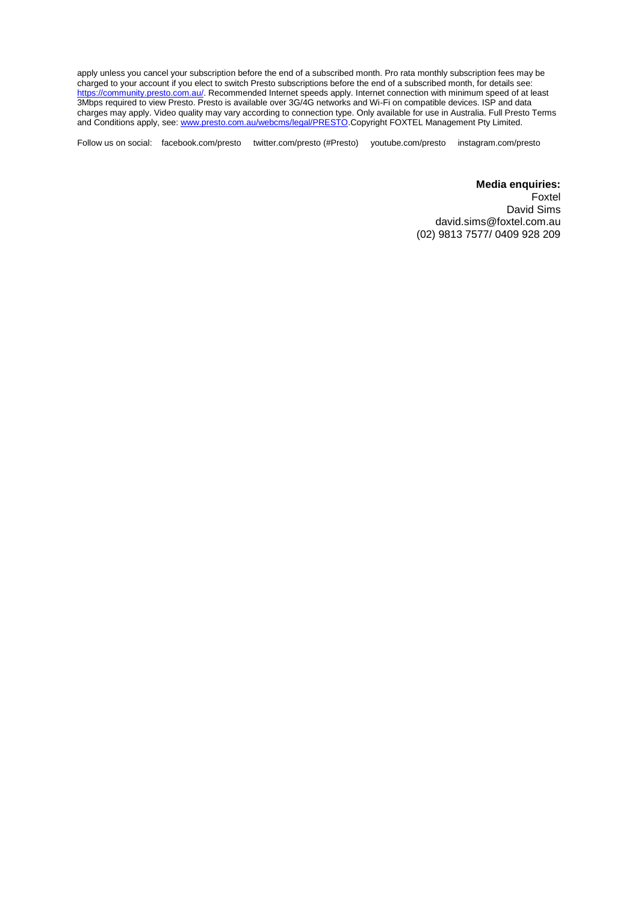apply unless you cancel your subscription before the end of a subscribed month. Pro rata monthly subscription fees may be charged to your account if you elect to switch Presto subscriptions before the end of a subscribed month, for details see: https://community.presto.com.au/. Recommended Internet speeds apply. Internet connection with minimum speed of at least 3Mbps required to view Presto. Presto is available over 3G/4G networks and Wi-Fi on compatible devices. ISP and data charges may apply. Video quality may vary according to connection type. Only available for use in Australia. Full Presto Terms and Conditions apply, see: www.presto.com.au/webcms/legal/PRESTO.Copyright FOXTEL Management Pty Limited.

Follow us on social: facebook.com/presto twitter.com/presto (#Presto) youtube.com/presto instagram.com/presto

**Media enquiries:**
Foxtel
David Sims
david.sims@foxtel.com.au
(02) 9813 7577/ 0409 928 209